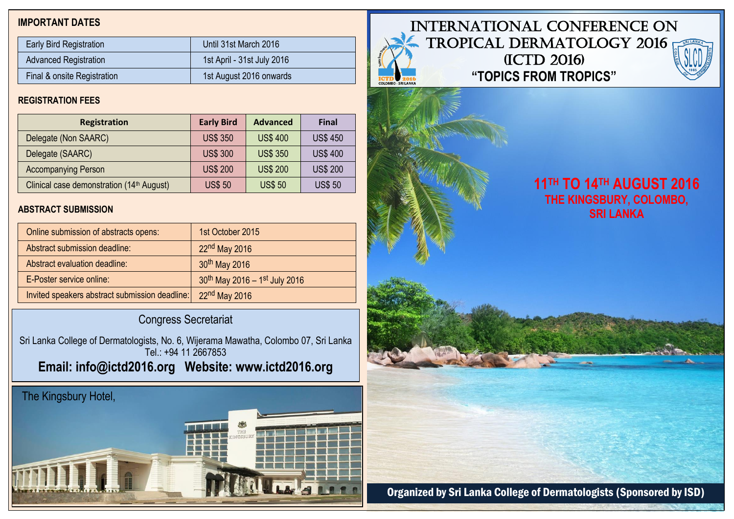## IMPORTANT DATES

| | |
|---|---|
| Early Bird Registration | Until 31st March 2016 |
| Advanced Registration | 1st April - 31st July 2016 |
| Final & onsite Registration | 1st August 2016 onwards |

## REGISTRATION FEES

| Registration | Early Bird | Advanced | Final |
|---|---|---|---|
| Delegate (Non SAARC) | US$ 350 | US$ 400 | US$ 450 |
| Delegate (SAARC) | US$ 300 | US$ 350 | US$ 400 |
| Accompanying Person | US$ 200 | US$ 200 | US$ 200 |
| Clinical case demonstration (14th August) | US$ 50 | US$ 50 | US$ 50 |

## ABSTRACT SUBMISSION

| | |
|---|---|
| Online submission of abstracts opens: | 1st October 2015 |
| Abstract submission deadline: | 22nd May 2016 |
| Abstract evaluation deadline: | 30th May 2016 |
| E-Poster service online: | 30th May 2016 – 1st July 2016 |
| Invited speakers abstract submission deadline: | 22nd May 2016 |

### Congress Secretariat

Sri Lanka College of Dermatologists, No. 6, Wijerama Mawatha, Colombo 07, Sri Lanka
Tel.: +94 11 2667853

**Email: info@ictd2016.org Website: www.ictd2016.org**

The Kingsbury Hotel,

# INTERNATIONAL CONFERENCE ON TROPICAL DERMATOLOGY 2016 (ICTD 2016)

## "TOPICS FROM TROPICS"

**11TH TO 14TH AUGUST 2016**
**THE KINGSBURY, COLOMBO, SRI LANKA**

**Organized by Sri Lanka College of Dermatologists (Sponsored by ISD)**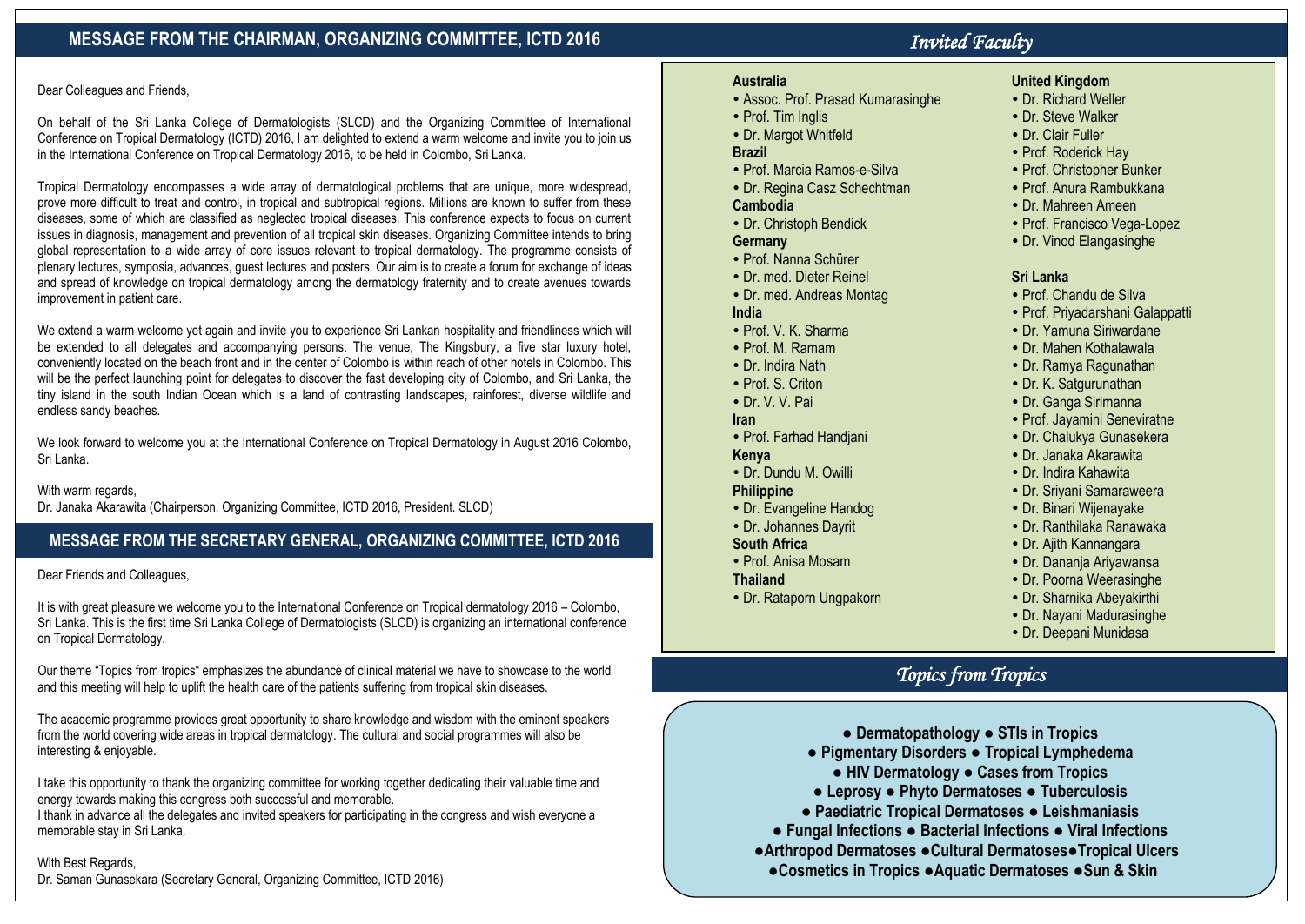## MESSAGE FROM THE CHAIRMAN, ORGANIZING COMMITTEE, ICTD 2016

Dear Colleagues and Friends,

On behalf of the Sri Lanka College of Dermatologists (SLCD) and the Organizing Committee of International Conference on Tropical Dermatology (ICTD) 2016, I am delighted to extend a warm welcome and invite you to join us in the International Conference on Tropical Dermatology 2016, to be held in Colombo, Sri Lanka.

Tropical Dermatology encompasses a wide array of dermatological problems that are unique, more widespread, prove more difficult to treat and control, in tropical and subtropical regions. Millions are known to suffer from these diseases, some of which are classified as neglected tropical diseases. This conference expects to focus on current issues in diagnosis, management and prevention of all tropical skin diseases. Organizing Committee intends to bring global representation to a wide array of core issues relevant to tropical dermatology. The programme consists of plenary lectures, symposia, advances, guest lectures and posters. Our aim is to create a forum for exchange of ideas and spread of knowledge on tropical dermatology among the dermatology fraternity and to create avenues towards improvement in patient care.

We extend a warm welcome yet again and invite you to experience Sri Lankan hospitality and friendliness which will be extended to all delegates and accompanying persons. The venue, The Kingsbury, a five star luxury hotel, conveniently located on the beach front and in the center of Colombo is within reach of other hotels in Colombo. This will be the perfect launching point for delegates to discover the fast developing city of Colombo, and Sri Lanka, the tiny island in the south Indian Ocean which is a land of contrasting landscapes, rainforest, diverse wildlife and endless sandy beaches.

We look forward to welcome you at the International Conference on Tropical Dermatology in August 2016 Colombo, Sri Lanka.

With warm regards,
Dr. Janaka Akarawita (Chairperson, Organizing Committee, ICTD 2016, President. SLCD)

## MESSAGE FROM THE SECRETARY GENERAL, ORGANIZING COMMITTEE, ICTD 2016

Dear Friends and Colleagues,

It is with great pleasure we welcome you to the International Conference on Tropical dermatology 2016 – Colombo, Sri Lanka. This is the first time Sri Lanka College of Dermatologists (SLCD) is organizing an international conference on Tropical Dermatology.

Our theme "Topics from tropics" emphasizes the abundance of clinical material we have to showcase to the world and this meeting will help to uplift the health care of the patients suffering from tropical skin diseases.

The academic programme provides great opportunity to share knowledge and wisdom with the eminent speakers from the world covering wide areas in tropical dermatology. The cultural and social programmes will also be interesting & enjoyable.

I take this opportunity to thank the organizing committee for working together dedicating their valuable time and energy towards making this congress both successful and memorable.
I thank in advance all the delegates and invited speakers for participating in the congress and wish everyone a memorable stay in Sri Lanka.

With Best Regards,
Dr. Saman Gunasekara (Secretary General, Organizing Committee, ICTD 2016)

## *Invited Faculty*

**Australia**
- Assoc. Prof. Prasad Kumarasinghe
- Prof. Tim Inglis
- Dr. Margot Whitfeld

**Brazil**
- Prof. Marcia Ramos-e-Silva
- Dr. Regina Casz Schechtman

**Cambodia**
- Dr. Christoph Bendick

**Germany**
- Prof. Nanna Schürer
- Dr. med. Dieter Reinel
- Dr. med. Andreas Montag

**India**
- Prof. V. K. Sharma
- Prof. M. Ramam
- Dr. Indira Nath
- Prof. S. Criton
- Dr. V. V. Pai

**Iran**
- Prof. Farhad Handjani

**Kenya**
- Dr. Dundu M. Owilli

**Philippine**
- Dr. Evangeline Handog
- Dr. Johannes Dayrit

**South Africa**
- Prof. Anisa Mosam

**Thailand**
- Dr. Rataporn Ungpakorn

**United Kingdom**
- Dr. Richard Weller
- Dr. Steve Walker
- Dr. Clair Fuller
- Prof. Roderick Hay
- Prof. Christopher Bunker
- Prof. Anura Rambukkana
- Dr. Mahreen Ameen
- Prof. Francisco Vega-Lopez
- Dr. Vinod Elangasinghe

**Sri Lanka**
- Prof. Chandu de Silva
- Prof. Priyadarshani Galappatti
- Dr. Yamuna Siriwardane
- Dr. Mahen Kothalawala
- Dr. Ramya Ragunathan
- Dr. K. Satgurunathan
- Dr. Ganga Sirimanna
- Prof. Jayamini Seneviratne
- Dr. Chalukya Gunasekera
- Dr. Janaka Akarawita
- Dr. Indira Kahawita
- Dr. Sriyani Samaraweera
- Dr. Binari Wijenayake
- Dr. Ranthilaka Ranawaka
- Dr. Ajith Kannangara
- Dr. Dananja Ariyawansa
- Dr. Poorna Weerasinghe
- Dr. Sharnika Abeyakirthi
- Dr. Nayani Madurasinghe
- Dr. Deepani Munidasa

## *Topics from Tropics*

**● Dermatopathology ● STIs in Tropics**
**● Pigmentary Disorders ● Tropical Lymphedema**
**● HIV Dermatology ● Cases from Tropics**
**● Leprosy ● Phyto Dermatoses ● Tuberculosis**
**● Paediatric Tropical Dermatoses ● Leishmaniasis**
**● Fungal Infections ● Bacterial Infections ● Viral Infections**
**●Arthropod Dermatoses ●Cultural Dermatoses●Tropical Ulcers**
**●Cosmetics in Tropics ●Aquatic Dermatoses ●Sun & Skin**